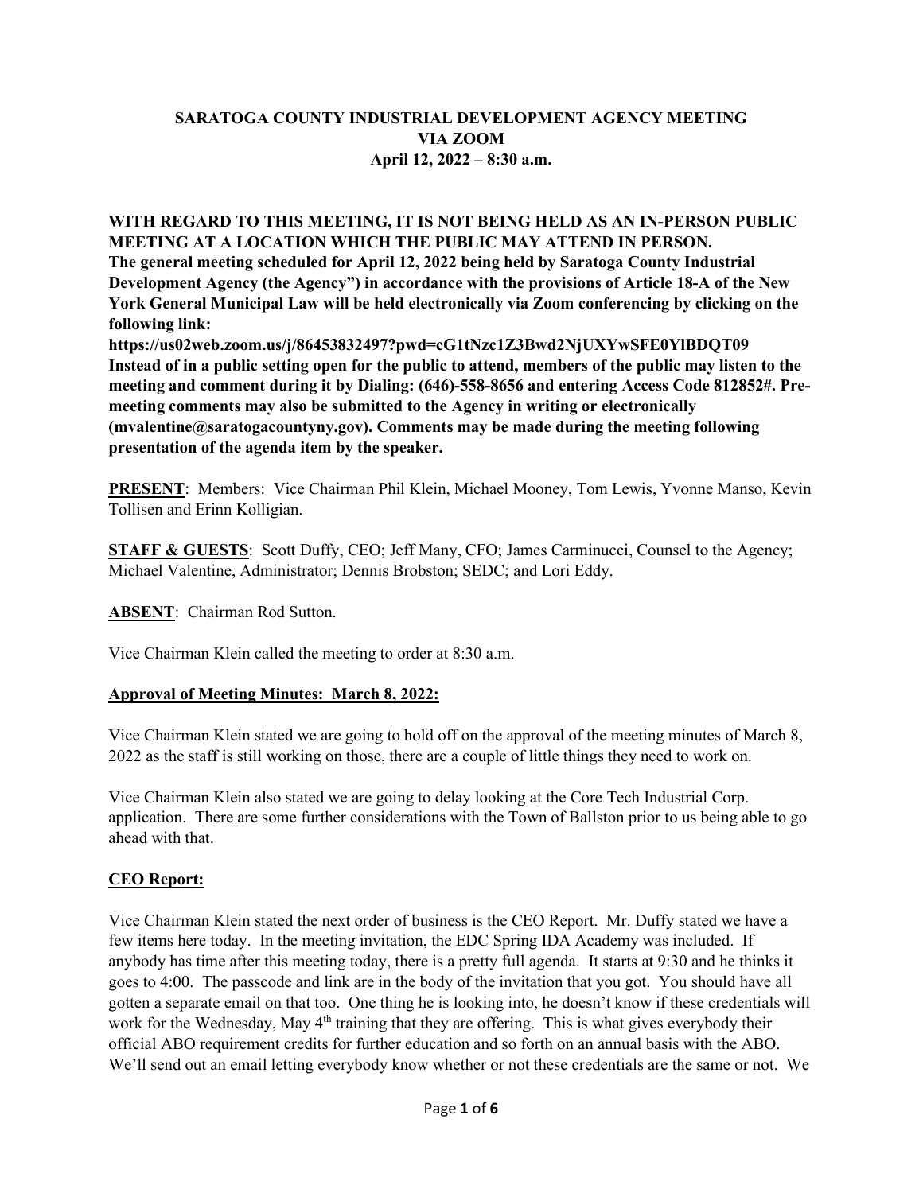# SARATOGA COUNTY INDUSTRIAL DEVELOPMENT AGENCY MEETING
## VIA ZOOM
### April 12, 2022 – 8:30 a.m.

**WITH REGARD TO THIS MEETING, IT IS NOT BEING HELD AS AN IN-PERSON PUBLIC MEETING AT A LOCATION WHICH THE PUBLIC MAY ATTEND IN PERSON. The general meeting scheduled for April 12, 2022 being held by Saratoga County Industrial Development Agency (the Agency") in accordance with the provisions of Article 18-A of the New York General Municipal Law will be held electronically via Zoom conferencing by clicking on the following link: https://us02web.zoom.us/j/86453832497?pwd=cG1tNzc1Z3Bwd2NjUXYwSFE0YlBDQT09 Instead of in a public setting open for the public to attend, members of the public may listen to the meeting and comment during it by Dialing: (646)-558-8656 and entering Access Code 812852#. Pre-meeting comments may also be submitted to the Agency in writing or electronically (mvalentine@saratogacountyny.gov). Comments may be made during the meeting following presentation of the agenda item by the speaker.**

**PRESENT**: Members: Vice Chairman Phil Klein, Michael Mooney, Tom Lewis, Yvonne Manso, Kevin Tollisen and Erinn Kolligian.

**STAFF & GUESTS**: Scott Duffy, CEO; Jeff Many, CFO; James Carminucci, Counsel to the Agency; Michael Valentine, Administrator; Dennis Brobston; SEDC; and Lori Eddy.

**ABSENT**: Chairman Rod Sutton.

Vice Chairman Klein called the meeting to order at 8:30 a.m.

**Approval of Meeting Minutes: March 8, 2022:**

Vice Chairman Klein stated we are going to hold off on the approval of the meeting minutes of March 8, 2022 as the staff is still working on those, there are a couple of little things they need to work on.

Vice Chairman Klein also stated we are going to delay looking at the Core Tech Industrial Corp. application. There are some further considerations with the Town of Ballston prior to us being able to go ahead with that.

**CEO Report:**

Vice Chairman Klein stated the next order of business is the CEO Report. Mr. Duffy stated we have a few items here today. In the meeting invitation, the EDC Spring IDA Academy was included. If anybody has time after this meeting today, there is a pretty full agenda. It starts at 9:30 and he thinks it goes to 4:00. The passcode and link are in the body of the invitation that you got. You should have all gotten a separate email on that too. One thing he is looking into, he doesn't know if these credentials will work for the Wednesday, May 4th training that they are offering. This is what gives everybody their official ABO requirement credits for further education and so forth on an annual basis with the ABO. We'll send out an email letting everybody know whether or not these credentials are the same or not. We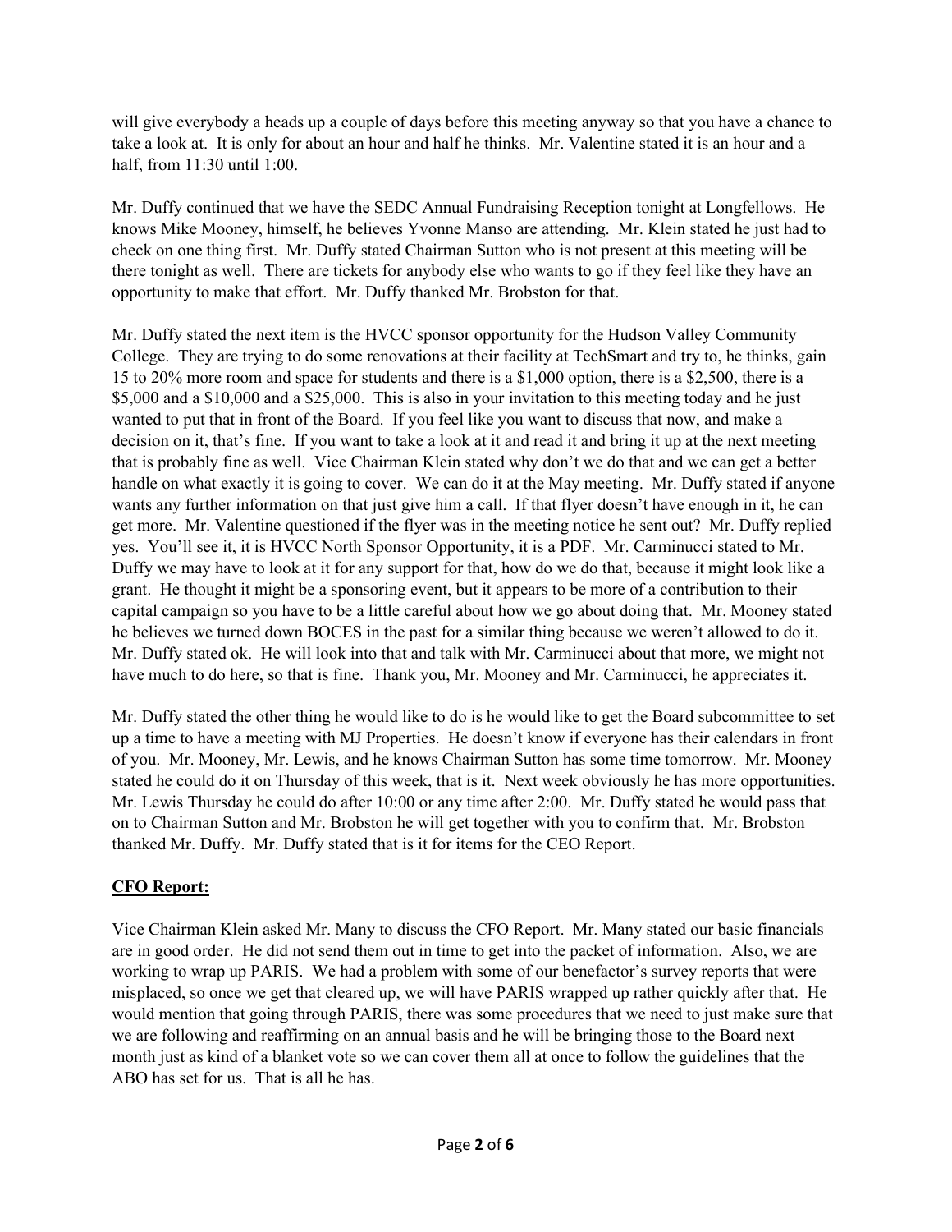will give everybody a heads up a couple of days before this meeting anyway so that you have a chance to take a look at. It is only for about an hour and half he thinks. Mr. Valentine stated it is an hour and a half, from 11:30 until 1:00.

Mr. Duffy continued that we have the SEDC Annual Fundraising Reception tonight at Longfellows. He knows Mike Mooney, himself, he believes Yvonne Manso are attending. Mr. Klein stated he just had to check on one thing first. Mr. Duffy stated Chairman Sutton who is not present at this meeting will be there tonight as well. There are tickets for anybody else who wants to go if they feel like they have an opportunity to make that effort. Mr. Duffy thanked Mr. Brobston for that.

Mr. Duffy stated the next item is the HVCC sponsor opportunity for the Hudson Valley Community College. They are trying to do some renovations at their facility at TechSmart and try to, he thinks, gain 15 to 20% more room and space for students and there is a $1,000 option, there is a $2,500, there is a $5,000 and a $10,000 and a $25,000. This is also in your invitation to this meeting today and he just wanted to put that in front of the Board. If you feel like you want to discuss that now, and make a decision on it, that's fine. If you want to take a look at it and read it and bring it up at the next meeting that is probably fine as well. Vice Chairman Klein stated why don't we do that and we can get a better handle on what exactly it is going to cover. We can do it at the May meeting. Mr. Duffy stated if anyone wants any further information on that just give him a call. If that flyer doesn't have enough in it, he can get more. Mr. Valentine questioned if the flyer was in the meeting notice he sent out? Mr. Duffy replied yes. You'll see it, it is HVCC North Sponsor Opportunity, it is a PDF. Mr. Carminucci stated to Mr. Duffy we may have to look at it for any support for that, how do we do that, because it might look like a grant. He thought it might be a sponsoring event, but it appears to be more of a contribution to their capital campaign so you have to be a little careful about how we go about doing that. Mr. Mooney stated he believes we turned down BOCES in the past for a similar thing because we weren't allowed to do it. Mr. Duffy stated ok. He will look into that and talk with Mr. Carminucci about that more, we might not have much to do here, so that is fine. Thank you, Mr. Mooney and Mr. Carminucci, he appreciates it.

Mr. Duffy stated the other thing he would like to do is he would like to get the Board subcommittee to set up a time to have a meeting with MJ Properties. He doesn't know if everyone has their calendars in front of you. Mr. Mooney, Mr. Lewis, and he knows Chairman Sutton has some time tomorrow. Mr. Mooney stated he could do it on Thursday of this week, that is it. Next week obviously he has more opportunities. Mr. Lewis Thursday he could do after 10:00 or any time after 2:00. Mr. Duffy stated he would pass that on to Chairman Sutton and Mr. Brobston he will get together with you to confirm that. Mr. Brobston thanked Mr. Duffy. Mr. Duffy stated that is it for items for the CEO Report.

**CFO Report:**

Vice Chairman Klein asked Mr. Many to discuss the CFO Report. Mr. Many stated our basic financials are in good order. He did not send them out in time to get into the packet of information. Also, we are working to wrap up PARIS. We had a problem with some of our benefactor's survey reports that were misplaced, so once we get that cleared up, we will have PARIS wrapped up rather quickly after that. He would mention that going through PARIS, there was some procedures that we need to just make sure that we are following and reaffirming on an annual basis and he will be bringing those to the Board next month just as kind of a blanket vote so we can cover them all at once to follow the guidelines that the ABO has set for us. That is all he has.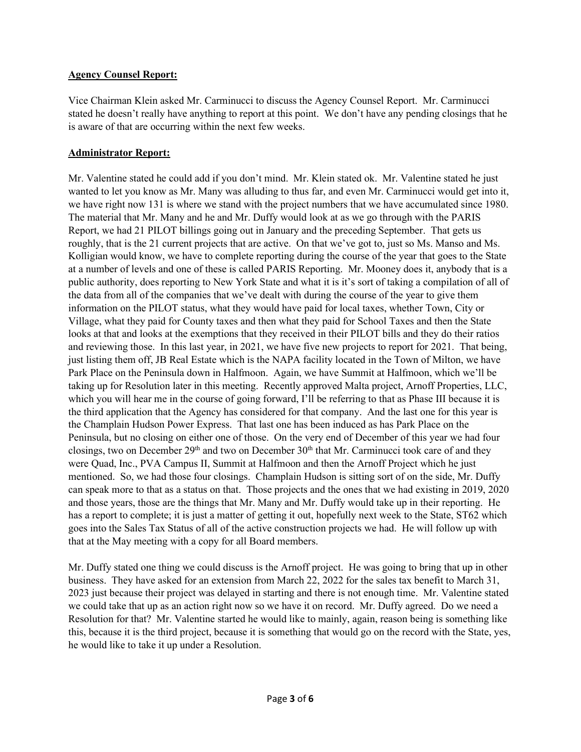**Agency Counsel Report:**

Vice Chairman Klein asked Mr. Carminucci to discuss the Agency Counsel Report. Mr. Carminucci stated he doesn't really have anything to report at this point. We don't have any pending closings that he is aware of that are occurring within the next few weeks.

**Administrator Report:**

Mr. Valentine stated he could add if you don't mind. Mr. Klein stated ok. Mr. Valentine stated he just wanted to let you know as Mr. Many was alluding to thus far, and even Mr. Carminucci would get into it, we have right now 131 is where we stand with the project numbers that we have accumulated since 1980. The material that Mr. Many and he and Mr. Duffy would look at as we go through with the PARIS Report, we had 21 PILOT billings going out in January and the preceding September. That gets us roughly, that is the 21 current projects that are active. On that we've got to, just so Ms. Manso and Ms. Kolligian would know, we have to complete reporting during the course of the year that goes to the State at a number of levels and one of these is called PARIS Reporting. Mr. Mooney does it, anybody that is a public authority, does reporting to New York State and what it is it's sort of taking a compilation of all of the data from all of the companies that we've dealt with during the course of the year to give them information on the PILOT status, what they would have paid for local taxes, whether Town, City or Village, what they paid for County taxes and then what they paid for School Taxes and then the State looks at that and looks at the exemptions that they received in their PILOT bills and they do their ratios and reviewing those. In this last year, in 2021, we have five new projects to report for 2021. That being, just listing them off, JB Real Estate which is the NAPA facility located in the Town of Milton, we have Park Place on the Peninsula down in Halfmoon. Again, we have Summit at Halfmoon, which we'll be taking up for Resolution later in this meeting. Recently approved Malta project, Arnoff Properties, LLC, which you will hear me in the course of going forward, I'll be referring to that as Phase III because it is the third application that the Agency has considered for that company. And the last one for this year is the Champlain Hudson Power Express. That last one has been induced as has Park Place on the Peninsula, but no closing on either one of those. On the very end of December of this year we had four closings, two on December 29th and two on December 30th that Mr. Carminucci took care of and they were Quad, Inc., PVA Campus II, Summit at Halfmoon and then the Arnoff Project which he just mentioned. So, we had those four closings. Champlain Hudson is sitting sort of on the side, Mr. Duffy can speak more to that as a status on that. Those projects and the ones that we had existing in 2019, 2020 and those years, those are the things that Mr. Many and Mr. Duffy would take up in their reporting. He has a report to complete; it is just a matter of getting it out, hopefully next week to the State, ST62 which goes into the Sales Tax Status of all of the active construction projects we had. He will follow up with that at the May meeting with a copy for all Board members.

Mr. Duffy stated one thing we could discuss is the Arnoff project. He was going to bring that up in other business. They have asked for an extension from March 22, 2022 for the sales tax benefit to March 31, 2023 just because their project was delayed in starting and there is not enough time. Mr. Valentine stated we could take that up as an action right now so we have it on record. Mr. Duffy agreed. Do we need a Resolution for that? Mr. Valentine started he would like to mainly, again, reason being is something like this, because it is the third project, because it is something that would go on the record with the State, yes, he would like to take it up under a Resolution.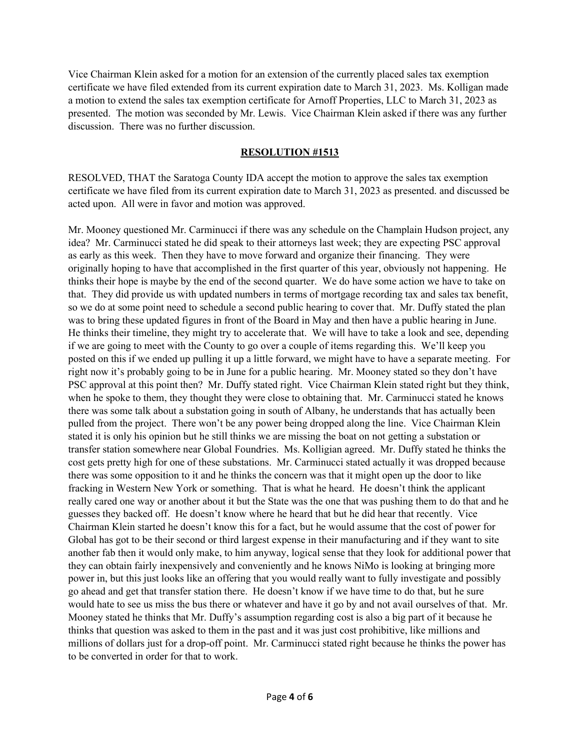Vice Chairman Klein asked for a motion for an extension of the currently placed sales tax exemption certificate we have filed extended from its current expiration date to March 31, 2023. Ms. Kolligan made a motion to extend the sales tax exemption certificate for Arnoff Properties, LLC to March 31, 2023 as presented. The motion was seconded by Mr. Lewis. Vice Chairman Klein asked if there was any further discussion. There was no further discussion.

## RESOLUTION #1513

RESOLVED, THAT the Saratoga County IDA accept the motion to approve the sales tax exemption certificate we have filed from its current expiration date to March 31, 2023 as presented. and discussed be acted upon. All were in favor and motion was approved.

Mr. Mooney questioned Mr. Carminucci if there was any schedule on the Champlain Hudson project, any idea? Mr. Carminucci stated he did speak to their attorneys last week; they are expecting PSC approval as early as this week. Then they have to move forward and organize their financing. They were originally hoping to have that accomplished in the first quarter of this year, obviously not happening. He thinks their hope is maybe by the end of the second quarter. We do have some action we have to take on that. They did provide us with updated numbers in terms of mortgage recording tax and sales tax benefit, so we do at some point need to schedule a second public hearing to cover that. Mr. Duffy stated the plan was to bring these updated figures in front of the Board in May and then have a public hearing in June. He thinks their timeline, they might try to accelerate that. We will have to take a look and see, depending if we are going to meet with the County to go over a couple of items regarding this. We'll keep you posted on this if we ended up pulling it up a little forward, we might have to have a separate meeting. For right now it's probably going to be in June for a public hearing. Mr. Mooney stated so they don't have PSC approval at this point then? Mr. Duffy stated right. Vice Chairman Klein stated right but they think, when he spoke to them, they thought they were close to obtaining that. Mr. Carminucci stated he knows there was some talk about a substation going in south of Albany, he understands that has actually been pulled from the project. There won't be any power being dropped along the line. Vice Chairman Klein stated it is only his opinion but he still thinks we are missing the boat on not getting a substation or transfer station somewhere near Global Foundries. Ms. Kolligian agreed. Mr. Duffy stated he thinks the cost gets pretty high for one of these substations. Mr. Carminucci stated actually it was dropped because there was some opposition to it and he thinks the concern was that it might open up the door to like fracking in Western New York or something. That is what he heard. He doesn't think the applicant really cared one way or another about it but the State was the one that was pushing them to do that and he guesses they backed off. He doesn't know where he heard that but he did hear that recently. Vice Chairman Klein started he doesn't know this for a fact, but he would assume that the cost of power for Global has got to be their second or third largest expense in their manufacturing and if they want to site another fab then it would only make, to him anyway, logical sense that they look for additional power that they can obtain fairly inexpensively and conveniently and he knows NiMo is looking at bringing more power in, but this just looks like an offering that you would really want to fully investigate and possibly go ahead and get that transfer station there. He doesn't know if we have time to do that, but he sure would hate to see us miss the bus there or whatever and have it go by and not avail ourselves of that. Mr. Mooney stated he thinks that Mr. Duffy's assumption regarding cost is also a big part of it because he thinks that question was asked to them in the past and it was just cost prohibitive, like millions and millions of dollars just for a drop-off point. Mr. Carminucci stated right because he thinks the power has to be converted in order for that to work.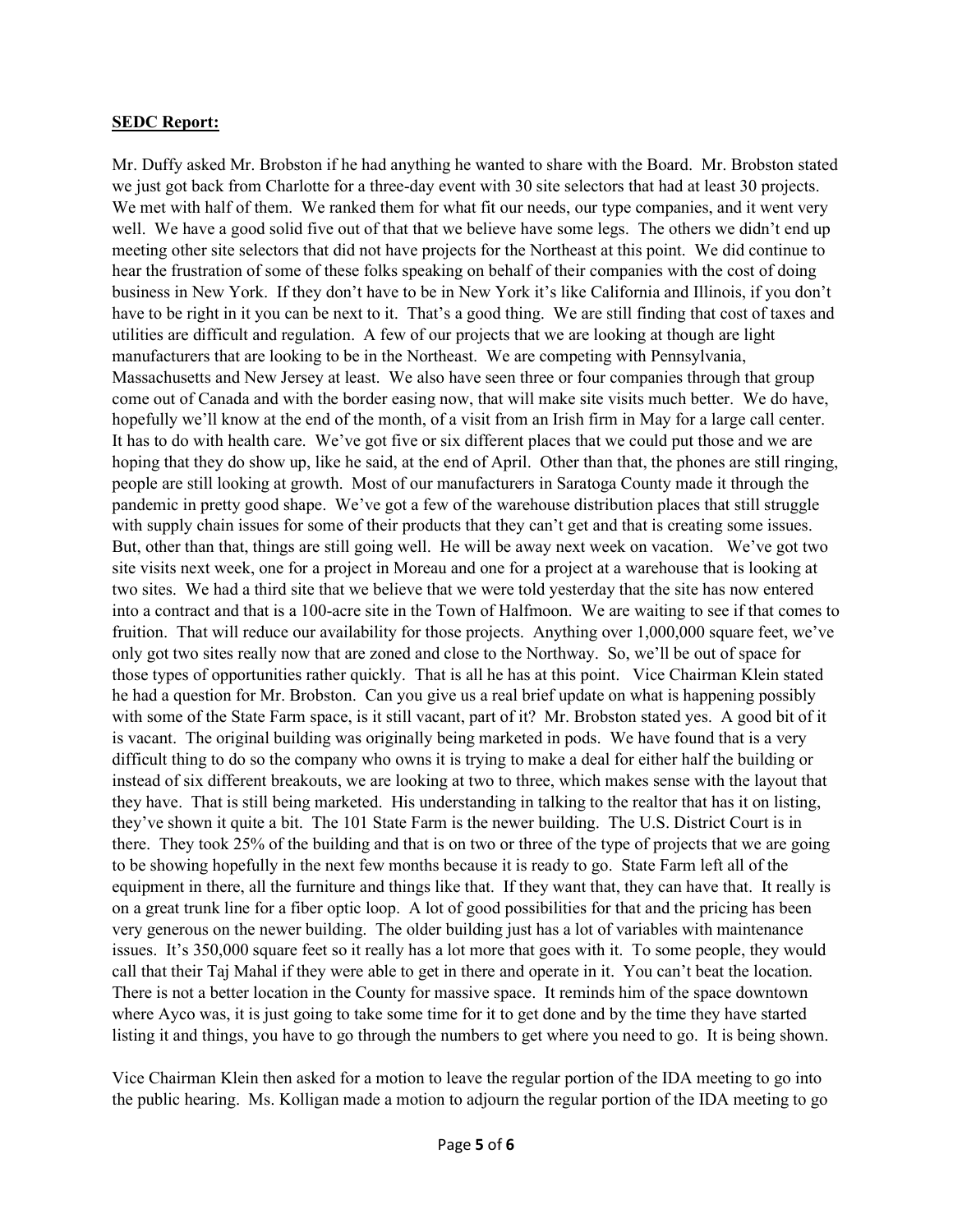**SEDC Report:**

Mr. Duffy asked Mr. Brobston if he had anything he wanted to share with the Board. Mr. Brobston stated we just got back from Charlotte for a three-day event with 30 site selectors that had at least 30 projects. We met with half of them. We ranked them for what fit our needs, our type companies, and it went very well. We have a good solid five out of that that we believe have some legs. The others we didn't end up meeting other site selectors that did not have projects for the Northeast at this point. We did continue to hear the frustration of some of these folks speaking on behalf of their companies with the cost of doing business in New York. If they don't have to be in New York it's like California and Illinois, if you don't have to be right in it you can be next to it. That's a good thing. We are still finding that cost of taxes and utilities are difficult and regulation. A few of our projects that we are looking at though are light manufacturers that are looking to be in the Northeast. We are competing with Pennsylvania, Massachusetts and New Jersey at least. We also have seen three or four companies through that group come out of Canada and with the border easing now, that will make site visits much better. We do have, hopefully we'll know at the end of the month, of a visit from an Irish firm in May for a large call center. It has to do with health care. We've got five or six different places that we could put those and we are hoping that they do show up, like he said, at the end of April. Other than that, the phones are still ringing, people are still looking at growth. Most of our manufacturers in Saratoga County made it through the pandemic in pretty good shape. We've got a few of the warehouse distribution places that still struggle with supply chain issues for some of their products that they can't get and that is creating some issues. But, other than that, things are still going well. He will be away next week on vacation. We've got two site visits next week, one for a project in Moreau and one for a project at a warehouse that is looking at two sites. We had a third site that we believe that we were told yesterday that the site has now entered into a contract and that is a 100-acre site in the Town of Halfmoon. We are waiting to see if that comes to fruition. That will reduce our availability for those projects. Anything over 1,000,000 square feet, we've only got two sites really now that are zoned and close to the Northway. So, we'll be out of space for those types of opportunities rather quickly. That is all he has at this point. Vice Chairman Klein stated he had a question for Mr. Brobston. Can you give us a real brief update on what is happening possibly with some of the State Farm space, is it still vacant, part of it? Mr. Brobston stated yes. A good bit of it is vacant. The original building was originally being marketed in pods. We have found that is a very difficult thing to do so the company who owns it is trying to make a deal for either half the building or instead of six different breakouts, we are looking at two to three, which makes sense with the layout that they have. That is still being marketed. His understanding in talking to the realtor that has it on listing, they've shown it quite a bit. The 101 State Farm is the newer building. The U.S. District Court is in there. They took 25% of the building and that is on two or three of the type of projects that we are going to be showing hopefully in the next few months because it is ready to go. State Farm left all of the equipment in there, all the furniture and things like that. If they want that, they can have that. It really is on a great trunk line for a fiber optic loop. A lot of good possibilities for that and the pricing has been very generous on the newer building. The older building just has a lot of variables with maintenance issues. It's 350,000 square feet so it really has a lot more that goes with it. To some people, they would call that their Taj Mahal if they were able to get in there and operate in it. You can't beat the location. There is not a better location in the County for massive space. It reminds him of the space downtown where Ayco was, it is just going to take some time for it to get done and by the time they have started listing it and things, you have to go through the numbers to get where you need to go. It is being shown.

Vice Chairman Klein then asked for a motion to leave the regular portion of the IDA meeting to go into the public hearing. Ms. Kolligan made a motion to adjourn the regular portion of the IDA meeting to go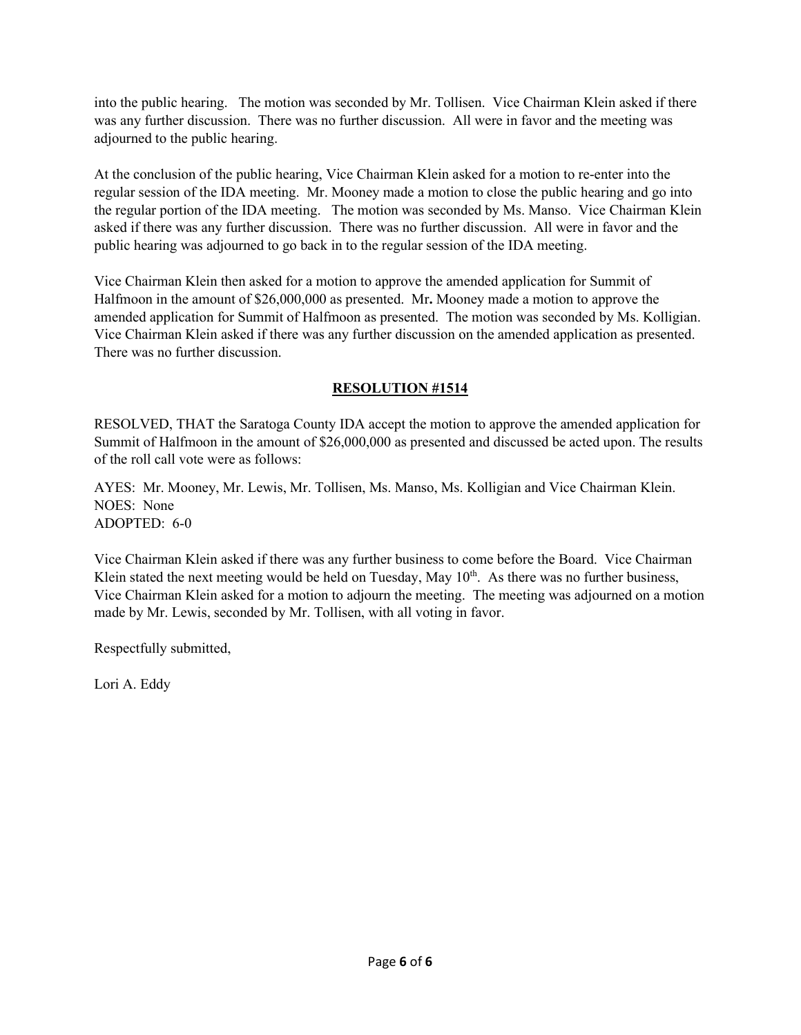into the public hearing. The motion was seconded by Mr. Tollisen. Vice Chairman Klein asked if there was any further discussion. There was no further discussion. All were in favor and the meeting was adjourned to the public hearing.

At the conclusion of the public hearing, Vice Chairman Klein asked for a motion to re-enter into the regular session of the IDA meeting. Mr. Mooney made a motion to close the public hearing and go into the regular portion of the IDA meeting. The motion was seconded by Ms. Manso. Vice Chairman Klein asked if there was any further discussion. There was no further discussion. All were in favor and the public hearing was adjourned to go back in to the regular session of the IDA meeting.

Vice Chairman Klein then asked for a motion to approve the amended application for Summit of Halfmoon in the amount of $26,000,000 as presented. Mr. Mooney made a motion to approve the amended application for Summit of Halfmoon as presented. The motion was seconded by Ms. Kolligian. Vice Chairman Klein asked if there was any further discussion on the amended application as presented. There was no further discussion.

**RESOLUTION #1514**

RESOLVED, THAT the Saratoga County IDA accept the motion to approve the amended application for Summit of Halfmoon in the amount of $26,000,000 as presented and discussed be acted upon. The results of the roll call vote were as follows:

AYES: Mr. Mooney, Mr. Lewis, Mr. Tollisen, Ms. Manso, Ms. Kolligian and Vice Chairman Klein.
NOES: None
ADOPTED: 6-0

Vice Chairman Klein asked if there was any further business to come before the Board. Vice Chairman Klein stated the next meeting would be held on Tuesday, May 10th. As there was no further business, Vice Chairman Klein asked for a motion to adjourn the meeting. The meeting was adjourned on a motion made by Mr. Lewis, seconded by Mr. Tollisen, with all voting in favor.

Respectfully submitted,

Lori A. Eddy